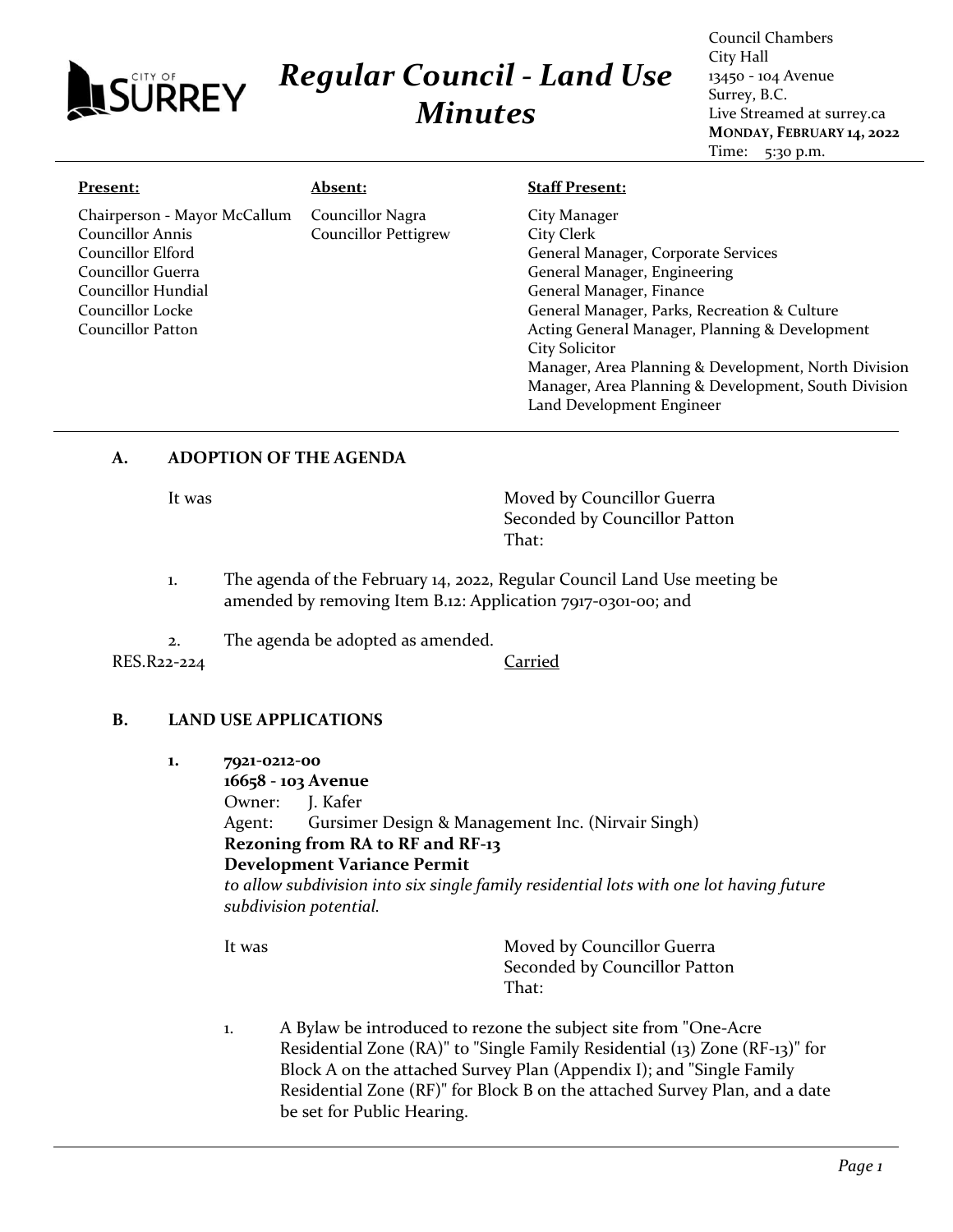# Regular Council - Land Use Minutes

Council Chambers
City Hall
13450 - 104 Avenue
Surrey, B.C.
Live Streamed at surrey.ca
**MONDAY, FEBRUARY 14, 2022**
Time: 5:30 p.m.

| **Present:** | **Absent:** | **Staff Present:** |
|---|---|---|
| Chairperson - Mayor McCallum | Councillor Nagra | City Manager |
| Councillor Annis | Councillor Pettigrew | City Clerk |
| Councillor Elford | | General Manager, Corporate Services |
| Councillor Guerra | | General Manager, Engineering |
| Councillor Hundial | | General Manager, Finance |
| Councillor Locke | | General Manager, Parks, Recreation & Culture |
| Councillor Patton | | Acting General Manager, Planning & Development |
| | | City Solicitor |
| | | Manager, Area Planning & Development, North Division |
| | | Manager, Area Planning & Development, South Division |
| | | Land Development Engineer |

## A. ADOPTION OF THE AGENDA

It was

Moved by Councillor Guerra
Seconded by Councillor Patton
That:

1. The agenda of the February 14, 2022, Regular Council Land Use meeting be amended by removing Item B.12: Application 7917-0301-00; and

2. The agenda be adopted as amended.

RES.R22-224 Carried

## B. LAND USE APPLICATIONS

**1. 7921-0212-00**
**16658 - 103 Avenue**
Owner: J. Kafer
Agent: Gursimer Design & Management Inc. (Nirvair Singh)
**Rezoning from RA to RF and RF-13**
**Development Variance Permit**
*to allow subdivision into six single family residential lots with one lot having future subdivision potential.*

It was

Moved by Councillor Guerra
Seconded by Councillor Patton
That:

1. A Bylaw be introduced to rezone the subject site from "One-Acre Residential Zone (RA)" to "Single Family Residential (13) Zone (RF-13)" for Block A on the attached Survey Plan (Appendix I); and "Single Family Residential Zone (RF)" for Block B on the attached Survey Plan, and a date be set for Public Hearing.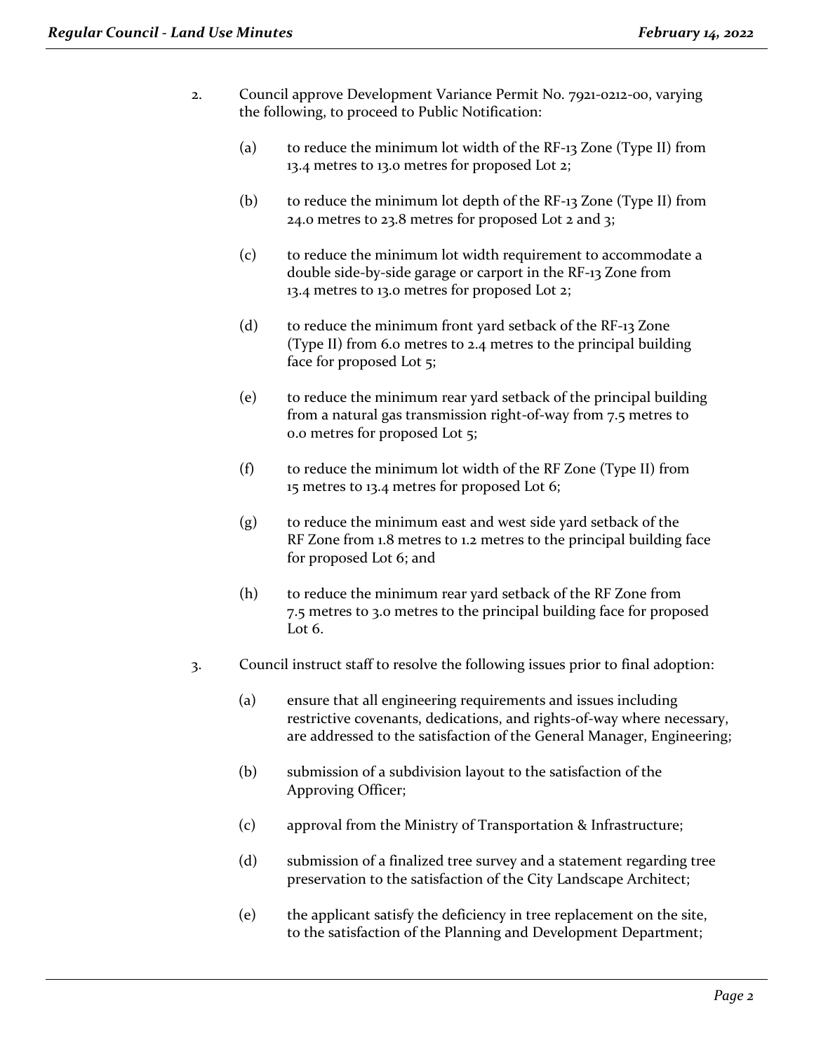2. Council approve Development Variance Permit No. 7921-0212-00, varying the following, to proceed to Public Notification:

   (a) to reduce the minimum lot width of the RF-13 Zone (Type II) from 13.4 metres to 13.0 metres for proposed Lot 2;

   (b) to reduce the minimum lot depth of the RF-13 Zone (Type II) from 24.0 metres to 23.8 metres for proposed Lot 2 and 3;

   (c) to reduce the minimum lot width requirement to accommodate a double side-by-side garage or carport in the RF-13 Zone from 13.4 metres to 13.0 metres for proposed Lot 2;

   (d) to reduce the minimum front yard setback of the RF-13 Zone (Type II) from 6.0 metres to 2.4 metres to the principal building face for proposed Lot 5;

   (e) to reduce the minimum rear yard setback of the principal building from a natural gas transmission right-of-way from 7.5 metres to 0.0 metres for proposed Lot 5;

   (f) to reduce the minimum lot width of the RF Zone (Type II) from 15 metres to 13.4 metres for proposed Lot 6;

   (g) to reduce the minimum east and west side yard setback of the RF Zone from 1.8 metres to 1.2 metres to the principal building face for proposed Lot 6; and

   (h) to reduce the minimum rear yard setback of the RF Zone from 7.5 metres to 3.0 metres to the principal building face for proposed Lot 6.

3. Council instruct staff to resolve the following issues prior to final adoption:

   (a) ensure that all engineering requirements and issues including restrictive covenants, dedications, and rights-of-way where necessary, are addressed to the satisfaction of the General Manager, Engineering;

   (b) submission of a subdivision layout to the satisfaction of the Approving Officer;

   (c) approval from the Ministry of Transportation & Infrastructure;

   (d) submission of a finalized tree survey and a statement regarding tree preservation to the satisfaction of the City Landscape Architect;

   (e) the applicant satisfy the deficiency in tree replacement on the site, to the satisfaction of the Planning and Development Department;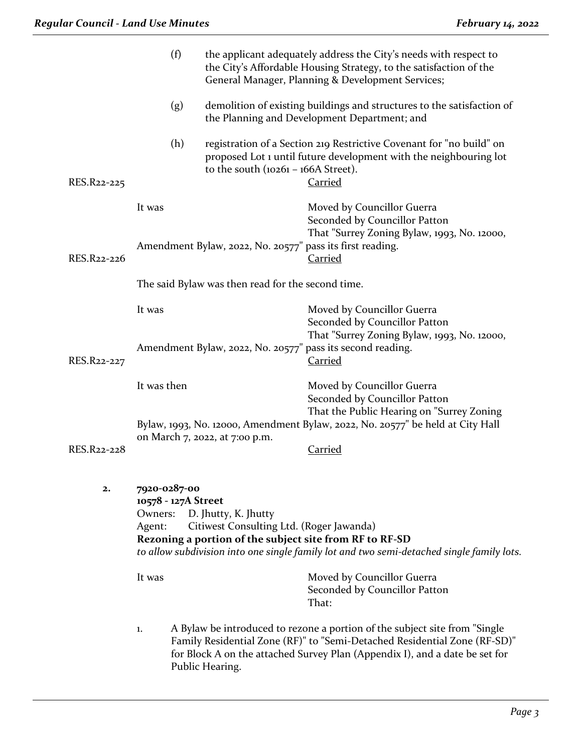(f) the applicant adequately address the City's needs with respect to the City's Affordable Housing Strategy, to the satisfaction of the General Manager, Planning & Development Services;

(g) demolition of existing buildings and structures to the satisfaction of the Planning and Development Department; and

(h) registration of a Section 219 Restrictive Covenant for "no build" on proposed Lot 1 until future development with the neighbouring lot to the south (10261 – 166A Street).

RES.R22-225 Carried

It was Moved by Councillor Guerra
Seconded by Councillor Patton
That "Surrey Zoning Bylaw, 1993, No. 12000, Amendment Bylaw, 2022, No. 20577" pass its first reading.

RES.R22-226 Carried

The said Bylaw was then read for the second time.

It was Moved by Councillor Guerra
Seconded by Councillor Patton
That "Surrey Zoning Bylaw, 1993, No. 12000, Amendment Bylaw, 2022, No. 20577" pass its second reading.

RES.R22-227 Carried

It was then Moved by Councillor Guerra
Seconded by Councillor Patton
That the Public Hearing on "Surrey Zoning Bylaw, 1993, No. 12000, Amendment Bylaw, 2022, No. 20577" be held at City Hall on March 7, 2022, at 7:00 p.m.

RES.R22-228 Carried

**2. 7920-0287-00**
**10578 - 127A Street**
Owners: D. Jhutty, K. Jhutty
Agent: Citiwest Consulting Ltd. (Roger Jawanda)
**Rezoning a portion of the subject site from RF to RF-SD**
*to allow subdivision into one single family lot and two semi-detached single family lots.*

It was Moved by Councillor Guerra
Seconded by Councillor Patton
That:

1. A Bylaw be introduced to rezone a portion of the subject site from "Single Family Residential Zone (RF)" to "Semi-Detached Residential Zone (RF-SD)" for Block A on the attached Survey Plan (Appendix I), and a date be set for Public Hearing.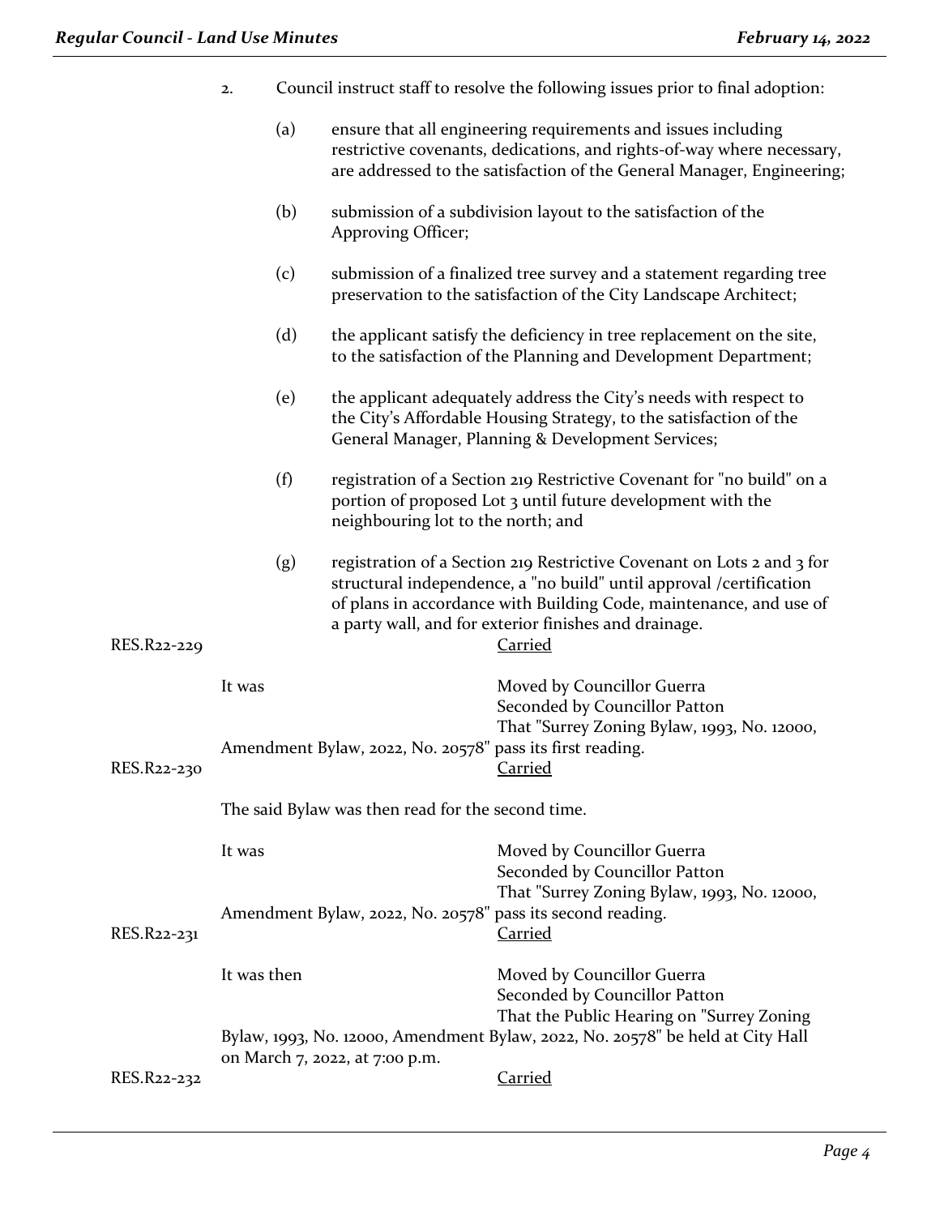2. Council instruct staff to resolve the following issues prior to final adoption:

    (a) ensure that all engineering requirements and issues including restrictive covenants, dedications, and rights-of-way where necessary, are addressed to the satisfaction of the General Manager, Engineering;

    (b) submission of a subdivision layout to the satisfaction of the Approving Officer;

    (c) submission of a finalized tree survey and a statement regarding tree preservation to the satisfaction of the City Landscape Architect;

    (d) the applicant satisfy the deficiency in tree replacement on the site, to the satisfaction of the Planning and Development Department;

    (e) the applicant adequately address the City's needs with respect to the City's Affordable Housing Strategy, to the satisfaction of the General Manager, Planning & Development Services;

    (f) registration of a Section 219 Restrictive Covenant for "no build" on a portion of proposed Lot 3 until future development with the neighbouring lot to the north; and

    (g) registration of a Section 219 Restrictive Covenant on Lots 2 and 3 for structural independence, a "no build" until approval /certification of plans in accordance with Building Code, maintenance, and use of a party wall, and for exterior finishes and drainage.

RES.R22-229 Carried

It was Moved by Councillor Guerra
Seconded by Councillor Patton
That "Surrey Zoning Bylaw, 1993, No. 12000, Amendment Bylaw, 2022, No. 20578" pass its first reading.

RES.R22-230 Carried

The said Bylaw was then read for the second time.

It was Moved by Councillor Guerra
Seconded by Councillor Patton
That "Surrey Zoning Bylaw, 1993, No. 12000, Amendment Bylaw, 2022, No. 20578" pass its second reading.

RES.R22-231 Carried

It was then Moved by Councillor Guerra
Seconded by Councillor Patton
That the Public Hearing on "Surrey Zoning Bylaw, 1993, No. 12000, Amendment Bylaw, 2022, No. 20578" be held at City Hall on March 7, 2022, at 7:00 p.m.

RES.R22-232 Carried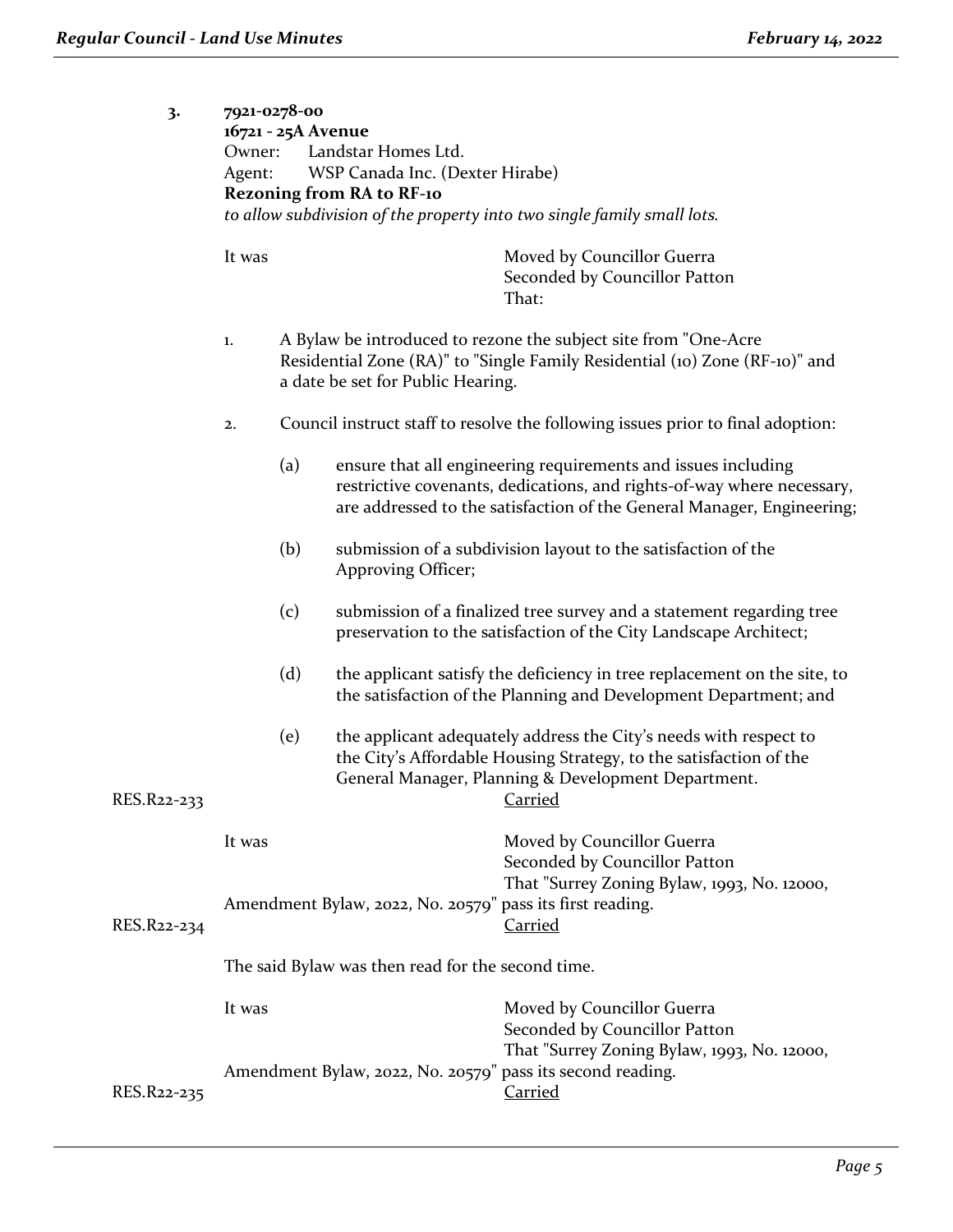**3. 7921-0278-00**
**16721 - 25A Avenue**
Owner: Landstar Homes Ltd.
Agent: WSP Canada Inc. (Dexter Hirabe)
**Rezoning from RA to RF-10**
*to allow subdivision of the property into two single family small lots.*

It was Moved by Councillor Guerra
Seconded by Councillor Patton
That:

1. A Bylaw be introduced to rezone the subject site from "One-Acre Residential Zone (RA)" to "Single Family Residential (10) Zone (RF-10)" and a date be set for Public Hearing.

2. Council instruct staff to resolve the following issues prior to final adoption:

   (a) ensure that all engineering requirements and issues including restrictive covenants, dedications, and rights-of-way where necessary, are addressed to the satisfaction of the General Manager, Engineering;

   (b) submission of a subdivision layout to the satisfaction of the Approving Officer;

   (c) submission of a finalized tree survey and a statement regarding tree preservation to the satisfaction of the City Landscape Architect;

   (d) the applicant satisfy the deficiency in tree replacement on the site, to the satisfaction of the Planning and Development Department; and

   (e) the applicant adequately address the City's needs with respect to the City's Affordable Housing Strategy, to the satisfaction of the General Manager, Planning & Development Department.

RES.R22-233 Carried

It was Moved by Councillor Guerra
Seconded by Councillor Patton
That "Surrey Zoning Bylaw, 1993, No. 12000, Amendment Bylaw, 2022, No. 20579" pass its first reading.

RES.R22-234 Carried

The said Bylaw was then read for the second time.

It was Moved by Councillor Guerra
Seconded by Councillor Patton
That "Surrey Zoning Bylaw, 1993, No. 12000, Amendment Bylaw, 2022, No. 20579" pass its second reading.

RES.R22-235 Carried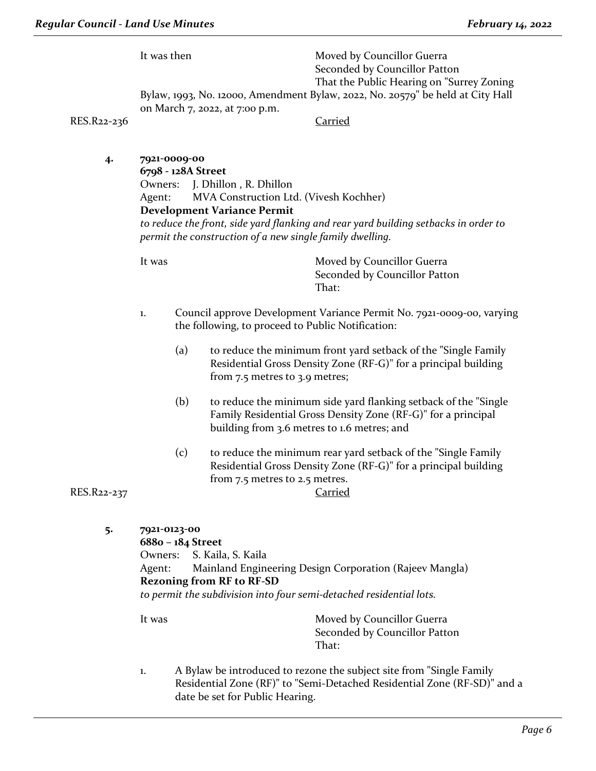It was then Moved by Councillor Guerra
Seconded by Councillor Patton
That the Public Hearing on "Surrey Zoning Bylaw, 1993, No. 12000, Amendment Bylaw, 2022, No. 20579" be held at City Hall on March 7, 2022, at 7:00 p.m.

RES.R22-236 Carried

**4. 7921-0009-00**
**6798 - 128A Street**
Owners: J. Dhillon , R. Dhillon
Agent: MVA Construction Ltd. (Vivesh Kochher)
**Development Variance Permit**
*to reduce the front, side yard flanking and rear yard building setbacks in order to permit the construction of a new single family dwelling.*

It was Moved by Councillor Guerra
Seconded by Councillor Patton
That:

1. Council approve Development Variance Permit No. 7921-0009-00, varying the following, to proceed to Public Notification:

   (a) to reduce the minimum front yard setback of the "Single Family Residential Gross Density Zone (RF-G)" for a principal building from 7.5 metres to 3.9 metres;

   (b) to reduce the minimum side yard flanking setback of the "Single Family Residential Gross Density Zone (RF-G)" for a principal building from 3.6 metres to 1.6 metres; and

   (c) to reduce the minimum rear yard setback of the "Single Family Residential Gross Density Zone (RF-G)" for a principal building from 7.5 metres to 2.5 metres.

RES.R22-237 Carried

**5. 7921-0123-00**
**6880 – 184 Street**
Owners: S. Kaila, S. Kaila
Agent: Mainland Engineering Design Corporation (Rajeev Mangla)
**Rezoning from RF to RF-SD**
*to permit the subdivision into four semi-detached residential lots.*

It was Moved by Councillor Guerra
Seconded by Councillor Patton
That:

1. A Bylaw be introduced to rezone the subject site from "Single Family Residential Zone (RF)" to "Semi-Detached Residential Zone (RF-SD)" and a date be set for Public Hearing.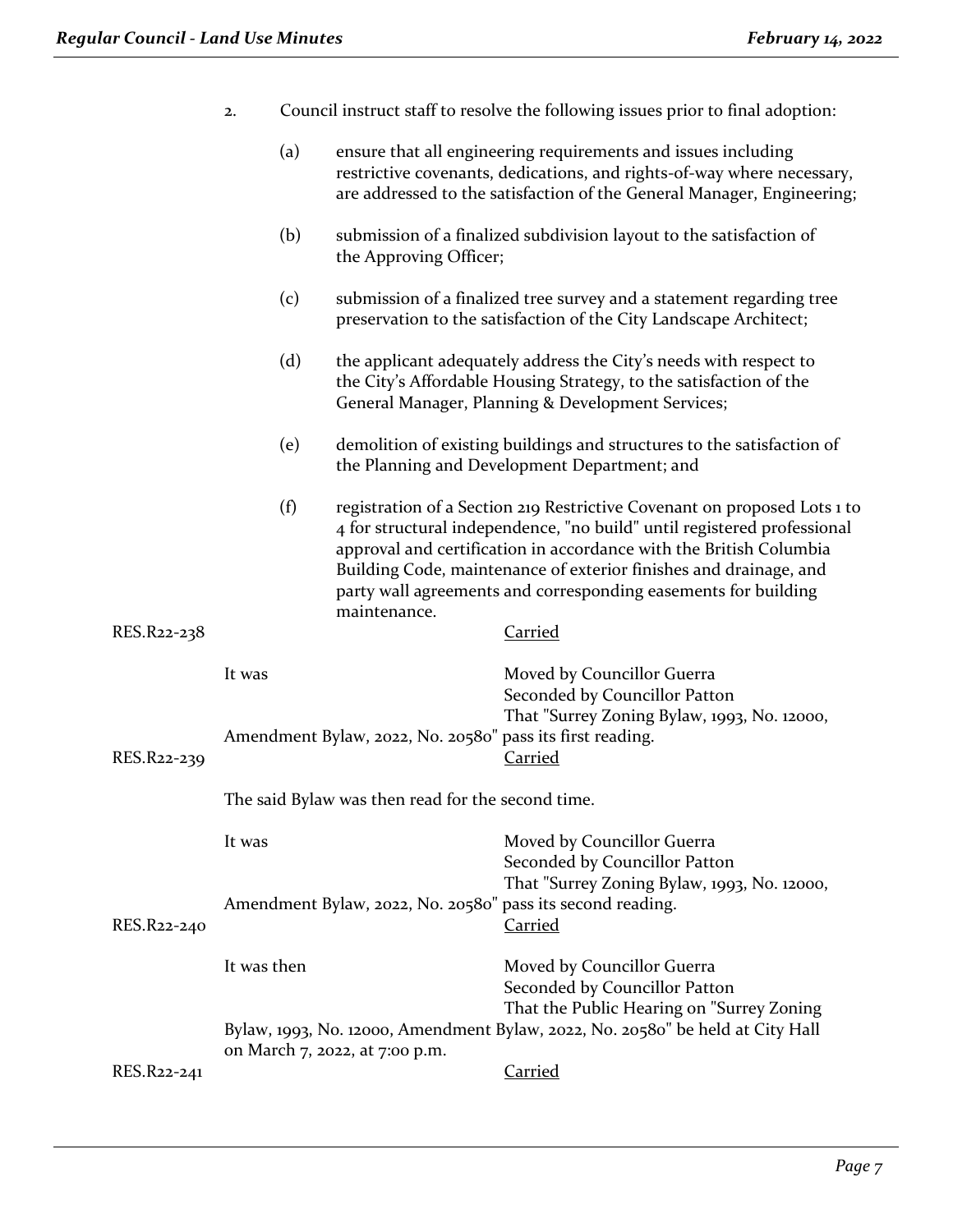2. Council instruct staff to resolve the following issues prior to final adoption:

   (a) ensure that all engineering requirements and issues including restrictive covenants, dedications, and rights-of-way where necessary, are addressed to the satisfaction of the General Manager, Engineering;

   (b) submission of a finalized subdivision layout to the satisfaction of the Approving Officer;

   (c) submission of a finalized tree survey and a statement regarding tree preservation to the satisfaction of the City Landscape Architect;

   (d) the applicant adequately address the City's needs with respect to the City's Affordable Housing Strategy, to the satisfaction of the General Manager, Planning & Development Services;

   (e) demolition of existing buildings and structures to the satisfaction of the Planning and Development Department; and

   (f) registration of a Section 219 Restrictive Covenant on proposed Lots 1 to 4 for structural independence, "no build" until registered professional approval and certification in accordance with the British Columbia Building Code, maintenance of exterior finishes and drainage, and party wall agreements and corresponding easements for building maintenance.

RES.R22-238 <u>Carried</u>

It was Moved by Councillor Guerra
Seconded by Councillor Patton
That "Surrey Zoning Bylaw, 1993, No. 12000, Amendment Bylaw, 2022, No. 20580" pass its first reading.

RES.R22-239 <u>Carried</u>

The said Bylaw was then read for the second time.

It was Moved by Councillor Guerra
Seconded by Councillor Patton
That "Surrey Zoning Bylaw, 1993, No. 12000, Amendment Bylaw, 2022, No. 20580" pass its second reading.

RES.R22-240 <u>Carried</u>

It was then Moved by Councillor Guerra
Seconded by Councillor Patton
That the Public Hearing on "Surrey Zoning Bylaw, 1993, No. 12000, Amendment Bylaw, 2022, No. 20580" be held at City Hall on March 7, 2022, at 7:00 p.m.

RES.R22-241 <u>Carried</u>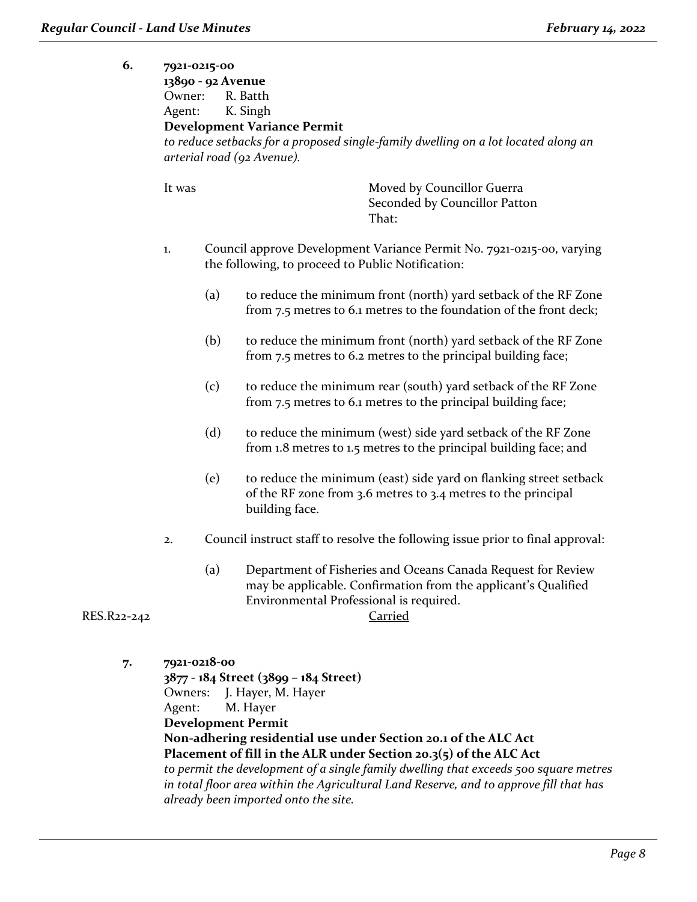6. **7921-0215-00**
**13890 - 92 Avenue**
Owner: R. Batth
Agent: K. Singh
**Development Variance Permit**
*to reduce setbacks for a proposed single-family dwelling on a lot located along an arterial road (92 Avenue).*

It was Moved by Councillor Guerra
Seconded by Councillor Patton
That:

1. Council approve Development Variance Permit No. 7921-0215-00, varying the following, to proceed to Public Notification:

   (a) to reduce the minimum front (north) yard setback of the RF Zone from 7.5 metres to 6.1 metres to the foundation of the front deck;

   (b) to reduce the minimum front (north) yard setback of the RF Zone from 7.5 metres to 6.2 metres to the principal building face;

   (c) to reduce the minimum rear (south) yard setback of the RF Zone from 7.5 metres to 6.1 metres to the principal building face;

   (d) to reduce the minimum (west) side yard setback of the RF Zone from 1.8 metres to 1.5 metres to the principal building face; and

   (e) to reduce the minimum (east) side yard on flanking street setback of the RF zone from 3.6 metres to 3.4 metres to the principal building face.

2. Council instruct staff to resolve the following issue prior to final approval:

   (a) Department of Fisheries and Oceans Canada Request for Review may be applicable. Confirmation from the applicant's Qualified Environmental Professional is required.

RES.R22-242 Carried

7. **7921-0218-00**
**3877 - 184 Street (3899 – 184 Street)**
Owners: J. Hayer, M. Hayer
Agent: M. Hayer
**Development Permit**
**Non-adhering residential use under Section 20.1 of the ALC Act**
**Placement of fill in the ALR under Section 20.3(5) of the ALC Act**
*to permit the development of a single family dwelling that exceeds 500 square metres in total floor area within the Agricultural Land Reserve, and to approve fill that has already been imported onto the site.*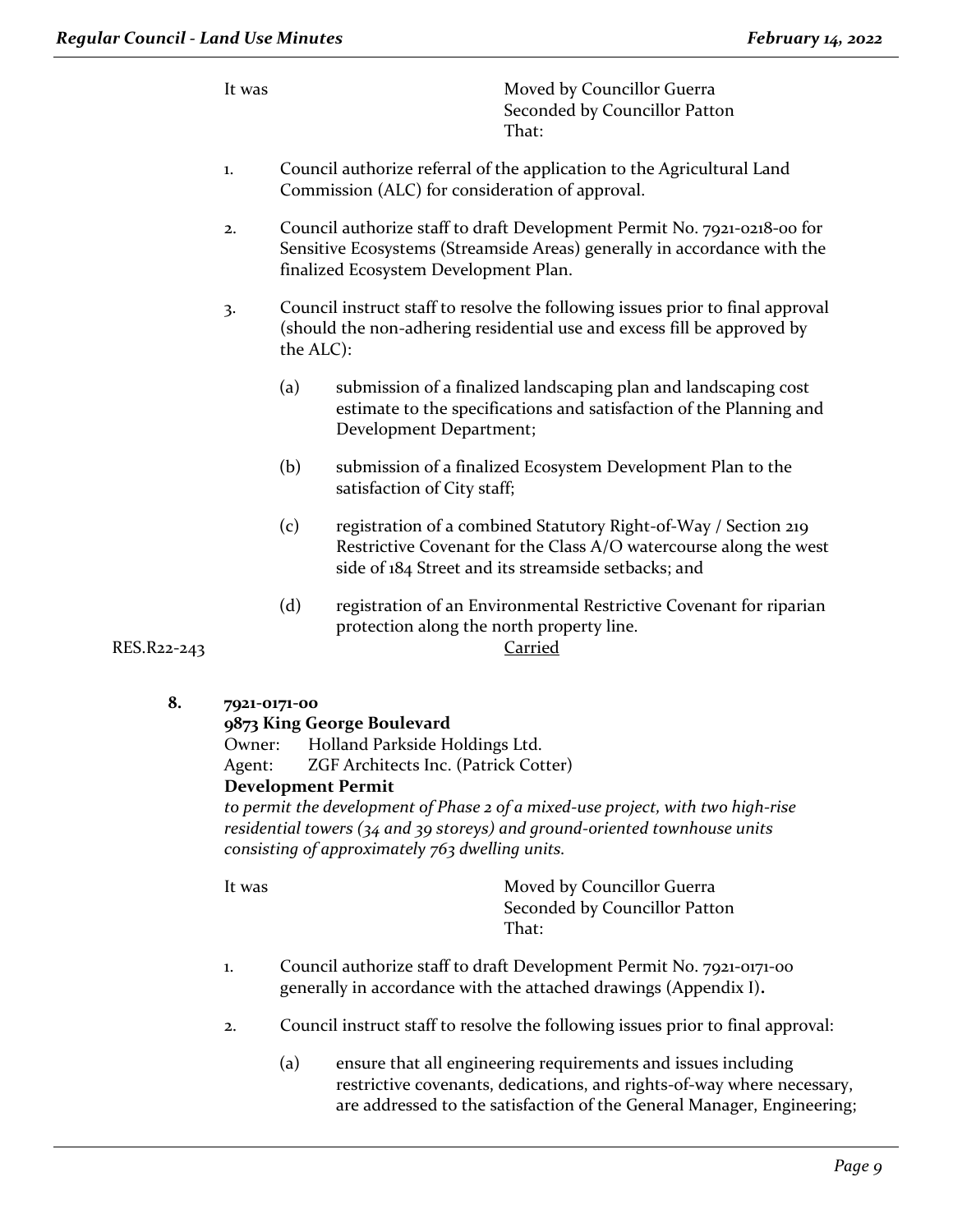It was Moved by Councillor Guerra
Seconded by Councillor Patton
That:

1. Council authorize referral of the application to the Agricultural Land Commission (ALC) for consideration of approval.

2. Council authorize staff to draft Development Permit No. 7921-0218-00 for Sensitive Ecosystems (Streamside Areas) generally in accordance with the finalized Ecosystem Development Plan.

3. Council instruct staff to resolve the following issues prior to final approval (should the non-adhering residential use and excess fill be approved by the ALC):

   (a) submission of a finalized landscaping plan and landscaping cost estimate to the specifications and satisfaction of the Planning and Development Department;

   (b) submission of a finalized Ecosystem Development Plan to the satisfaction of City staff;

   (c) registration of a combined Statutory Right-of-Way / Section 219 Restrictive Covenant for the Class A/O watercourse along the west side of 184 Street and its streamside setbacks; and

   (d) registration of an Environmental Restrictive Covenant for riparian protection along the north property line.

RES.R22-243 Carried

**8. 7921-0171-00**
**9873 King George Boulevard**
Owner: Holland Parkside Holdings Ltd.
Agent: ZGF Architects Inc. (Patrick Cotter)
**Development Permit**
*to permit the development of Phase 2 of a mixed-use project, with two high-rise residential towers (34 and 39 storeys) and ground-oriented townhouse units consisting of approximately 763 dwelling units.*

It was Moved by Councillor Guerra
Seconded by Councillor Patton
That:

1. Council authorize staff to draft Development Permit No. 7921-0171-00 generally in accordance with the attached drawings (Appendix I)**.**

2. Council instruct staff to resolve the following issues prior to final approval:

   (a) ensure that all engineering requirements and issues including restrictive covenants, dedications, and rights-of-way where necessary, are addressed to the satisfaction of the General Manager, Engineering;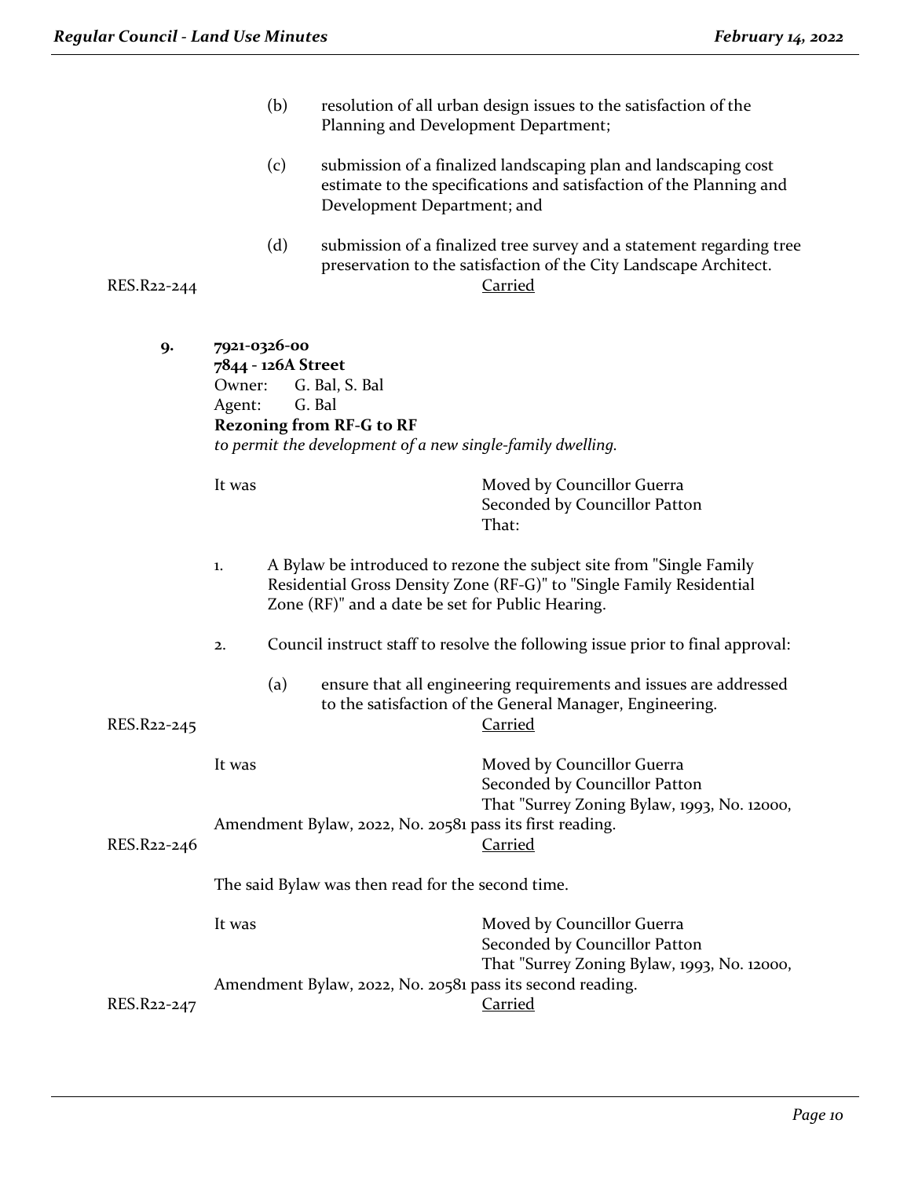(b) resolution of all urban design issues to the satisfaction of the Planning and Development Department;

(c) submission of a finalized landscaping plan and landscaping cost estimate to the specifications and satisfaction of the Planning and Development Department; and

(d) submission of a finalized tree survey and a statement regarding tree preservation to the satisfaction of the City Landscape Architect.

RES.R22-244 Carried

**9. 7921-0326-00**
**7844 - 126A Street**
Owner: G. Bal, S. Bal
Agent: G. Bal
**Rezoning from RF-G to RF**
*to permit the development of a new single-family dwelling.*

It was Moved by Councillor Guerra
Seconded by Councillor Patton
That:

1. A Bylaw be introduced to rezone the subject site from "Single Family Residential Gross Density Zone (RF-G)" to "Single Family Residential Zone (RF)" and a date be set for Public Hearing.

2. Council instruct staff to resolve the following issue prior to final approval:

   (a) ensure that all engineering requirements and issues are addressed to the satisfaction of the General Manager, Engineering.

RES.R22-245 Carried

It was Moved by Councillor Guerra
Seconded by Councillor Patton
That "Surrey Zoning Bylaw, 1993, No. 12000, Amendment Bylaw, 2022, No. 20581 pass its first reading.

RES.R22-246 Carried

The said Bylaw was then read for the second time.

It was Moved by Councillor Guerra
Seconded by Councillor Patton
That "Surrey Zoning Bylaw, 1993, No. 12000, Amendment Bylaw, 2022, No. 20581 pass its second reading.

RES.R22-247 Carried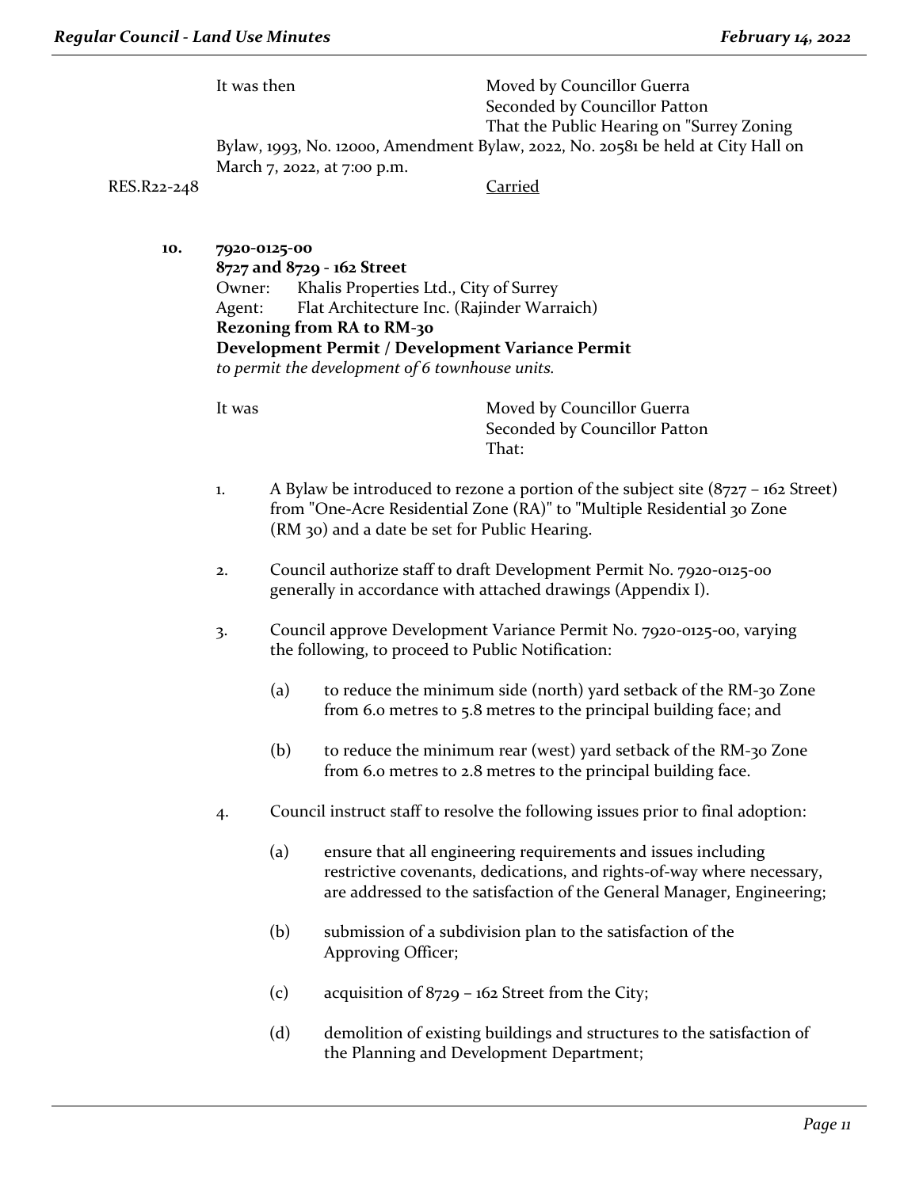It was then Moved by Councillor Guerra
Seconded by Councillor Patton
That the Public Hearing on "Surrey Zoning Bylaw, 1993, No. 12000, Amendment Bylaw, 2022, No. 20581 be held at City Hall on March 7, 2022, at 7:00 p.m.

RES.R22-248 Carried

**10. 7920-0125-00**
**8727 and 8729 - 162 Street**
Owner: Khalis Properties Ltd., City of Surrey
Agent: Flat Architecture Inc. (Rajinder Warraich)
**Rezoning from RA to RM-30**
**Development Permit / Development Variance Permit**
*to permit the development of 6 townhouse units.*

It was Moved by Councillor Guerra
Seconded by Councillor Patton
That:

1. A Bylaw be introduced to rezone a portion of the subject site (8727 – 162 Street) from "One-Acre Residential Zone (RA)" to "Multiple Residential 30 Zone (RM 30) and a date be set for Public Hearing.

2. Council authorize staff to draft Development Permit No. 7920-0125-00 generally in accordance with attached drawings (Appendix I).

3. Council approve Development Variance Permit No. 7920-0125-00, varying the following, to proceed to Public Notification:

   (a) to reduce the minimum side (north) yard setback of the RM-30 Zone from 6.0 metres to 5.8 metres to the principal building face; and

   (b) to reduce the minimum rear (west) yard setback of the RM-30 Zone from 6.0 metres to 2.8 metres to the principal building face.

4. Council instruct staff to resolve the following issues prior to final adoption:

   (a) ensure that all engineering requirements and issues including restrictive covenants, dedications, and rights-of-way where necessary, are addressed to the satisfaction of the General Manager, Engineering;

   (b) submission of a subdivision plan to the satisfaction of the Approving Officer;

   (c) acquisition of 8729 – 162 Street from the City;

   (d) demolition of existing buildings and structures to the satisfaction of the Planning and Development Department;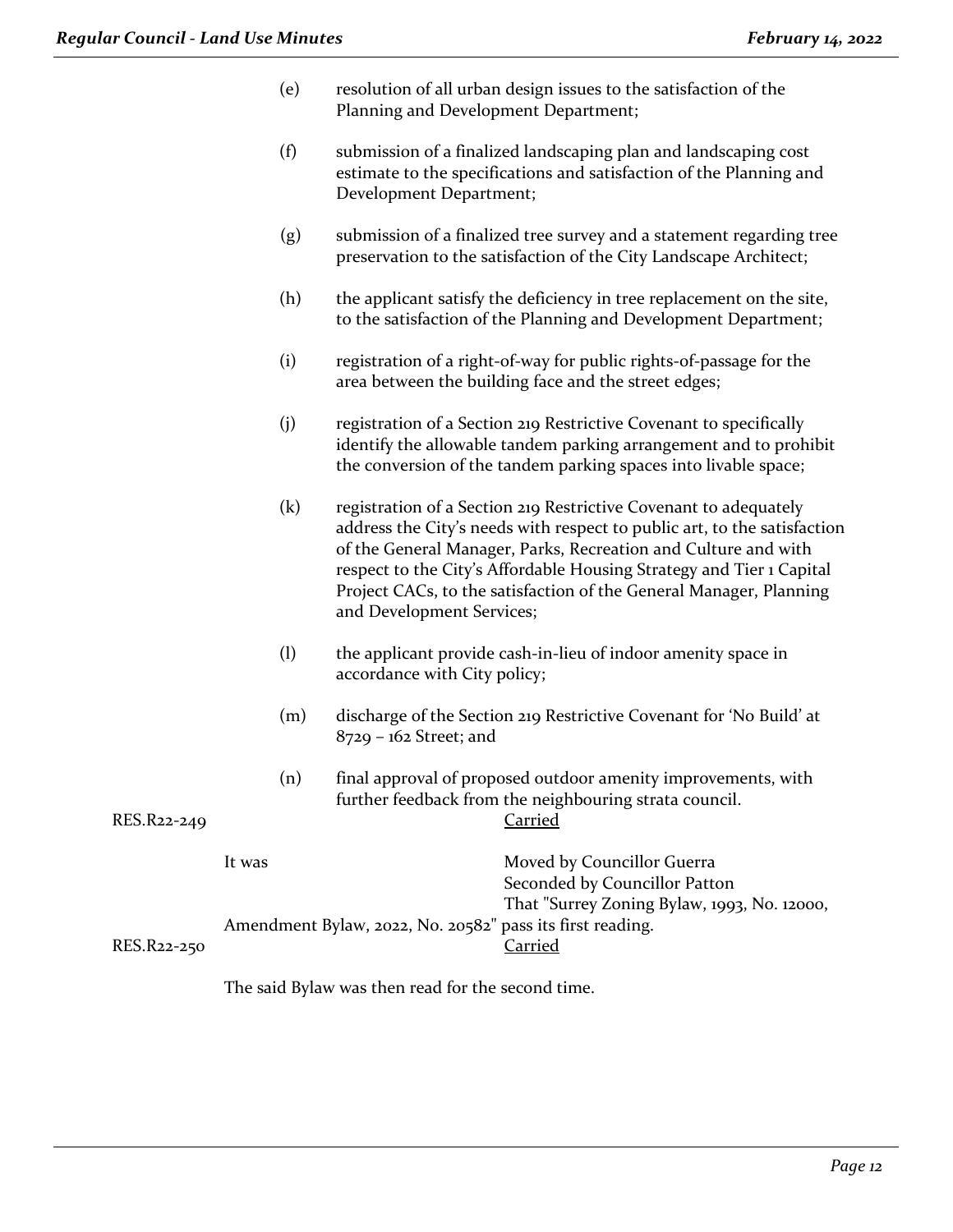(e) resolution of all urban design issues to the satisfaction of the Planning and Development Department;

(f) submission of a finalized landscaping plan and landscaping cost estimate to the specifications and satisfaction of the Planning and Development Department;

(g) submission of a finalized tree survey and a statement regarding tree preservation to the satisfaction of the City Landscape Architect;

(h) the applicant satisfy the deficiency in tree replacement on the site, to the satisfaction of the Planning and Development Department;

(i) registration of a right-of-way for public rights-of-passage for the area between the building face and the street edges;

(j) registration of a Section 219 Restrictive Covenant to specifically identify the allowable tandem parking arrangement and to prohibit the conversion of the tandem parking spaces into livable space;

(k) registration of a Section 219 Restrictive Covenant to adequately address the City's needs with respect to public art, to the satisfaction of the General Manager, Parks, Recreation and Culture and with respect to the City's Affordable Housing Strategy and Tier 1 Capital Project CACs, to the satisfaction of the General Manager, Planning and Development Services;

(l) the applicant provide cash-in-lieu of indoor amenity space in accordance with City policy;

(m) discharge of the Section 219 Restrictive Covenant for 'No Build' at 8729 – 162 Street; and

(n) final approval of proposed outdoor amenity improvements, with further feedback from the neighbouring strata council.

RES.R22-249 <u>Carried</u>

It was Moved by Councillor Guerra
Seconded by Councillor Patton
That "Surrey Zoning Bylaw, 1993, No. 12000, Amendment Bylaw, 2022, No. 20582" pass its first reading.

RES.R22-250 <u>Carried</u>

The said Bylaw was then read for the second time.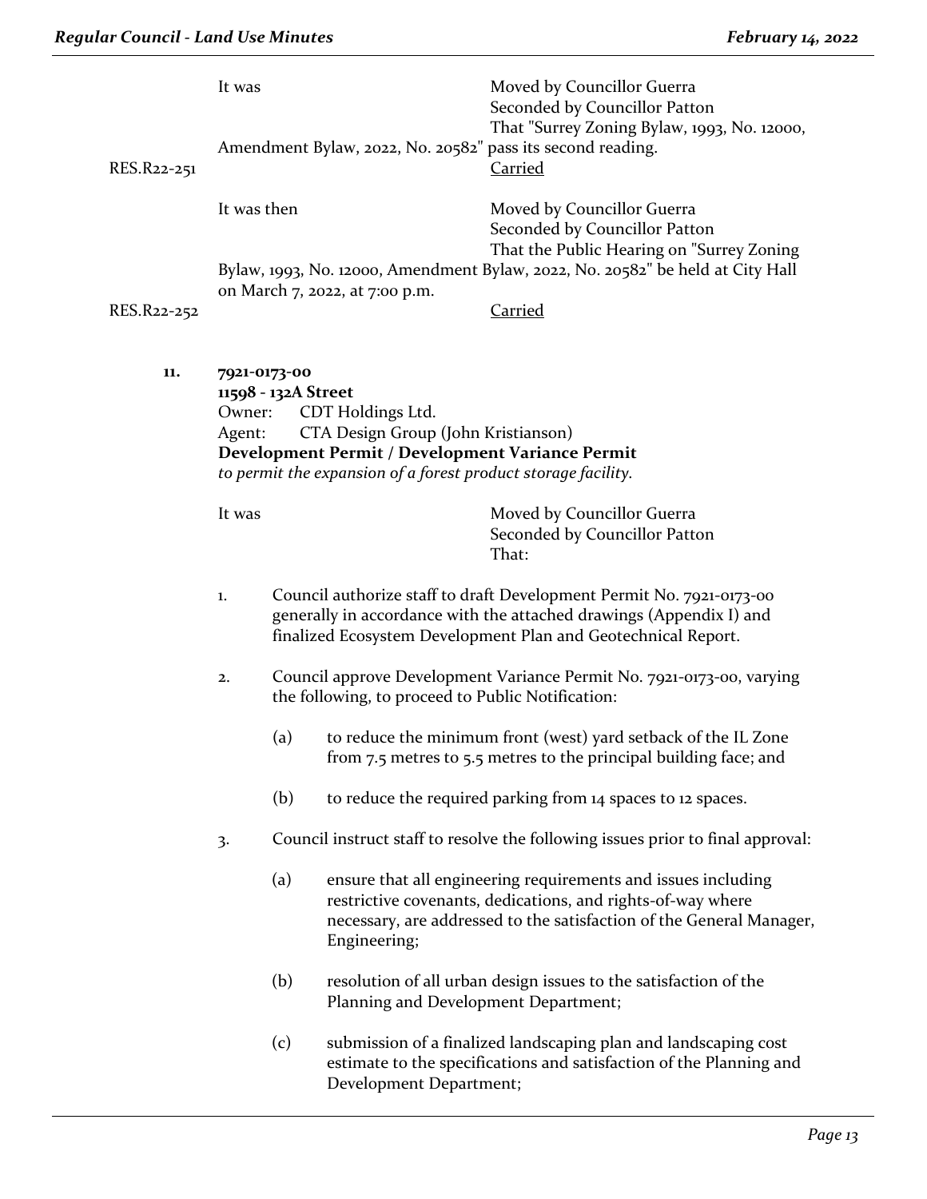It was

Moved by Councillor Guerra
Seconded by Councillor Patton
That "Surrey Zoning Bylaw, 1993, No. 12000, Amendment Bylaw, 2022, No. 20582" pass its second reading.

RES.R22-251 Carried

It was then

Moved by Councillor Guerra
Seconded by Councillor Patton
That the Public Hearing on "Surrey Zoning Bylaw, 1993, No. 12000, Amendment Bylaw, 2022, No. 20582" be held at City Hall on March 7, 2022, at 7:00 p.m.

RES.R22-252 Carried

**11. 7921-0173-00**
**11598 - 132A Street**
Owner: CDT Holdings Ltd.
Agent: CTA Design Group (John Kristianson)
**Development Permit / Development Variance Permit**
*to permit the expansion of a forest product storage facility.*

It was

Moved by Councillor Guerra
Seconded by Councillor Patton
That:

1. Council authorize staff to draft Development Permit No. 7921-0173-00 generally in accordance with the attached drawings (Appendix I) and finalized Ecosystem Development Plan and Geotechnical Report.

2. Council approve Development Variance Permit No. 7921-0173-00, varying the following, to proceed to Public Notification:

   (a) to reduce the minimum front (west) yard setback of the IL Zone from 7.5 metres to 5.5 metres to the principal building face; and

   (b) to reduce the required parking from 14 spaces to 12 spaces.

3. Council instruct staff to resolve the following issues prior to final approval:

   (a) ensure that all engineering requirements and issues including restrictive covenants, dedications, and rights-of-way where necessary, are addressed to the satisfaction of the General Manager, Engineering;

   (b) resolution of all urban design issues to the satisfaction of the Planning and Development Department;

   (c) submission of a finalized landscaping plan and landscaping cost estimate to the specifications and satisfaction of the Planning and Development Department;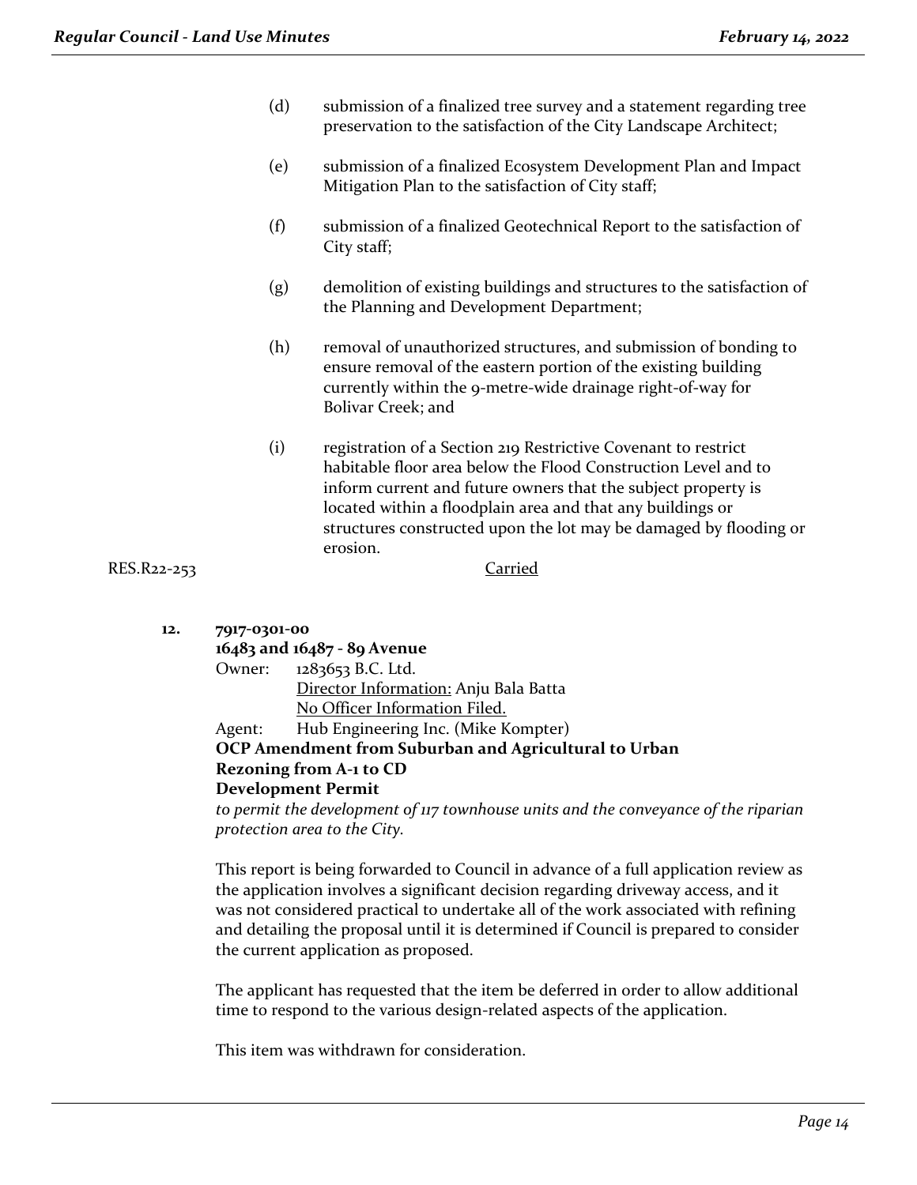(d) submission of a finalized tree survey and a statement regarding tree preservation to the satisfaction of the City Landscape Architect;

(e) submission of a finalized Ecosystem Development Plan and Impact Mitigation Plan to the satisfaction of City staff;

(f) submission of a finalized Geotechnical Report to the satisfaction of City staff;

(g) demolition of existing buildings and structures to the satisfaction of the Planning and Development Department;

(h) removal of unauthorized structures, and submission of bonding to ensure removal of the eastern portion of the existing building currently within the 9-metre-wide drainage right-of-way for Bolivar Creek; and

(i) registration of a Section 219 Restrictive Covenant to restrict habitable floor area below the Flood Construction Level and to inform current and future owners that the subject property is located within a floodplain area and that any buildings or structures constructed upon the lot may be damaged by flooding or erosion.

RES.R22-253 Carried

**12. 7917-0301-00**

**16483 and 16487 - 89 Avenue**

Owner: 1283653 B.C. Ltd.
Director Information: Anju Bala Batta
No Officer Information Filed.

Agent: Hub Engineering Inc. (Mike Kompter)

**OCP Amendment from Suburban and Agricultural to Urban**
**Rezoning from A-1 to CD**
**Development Permit**

*to permit the development of 117 townhouse units and the conveyance of the riparian protection area to the City.*

This report is being forwarded to Council in advance of a full application review as the application involves a significant decision regarding driveway access, and it was not considered practical to undertake all of the work associated with refining and detailing the proposal until it is determined if Council is prepared to consider the current application as proposed.

The applicant has requested that the item be deferred in order to allow additional time to respond to the various design-related aspects of the application.

This item was withdrawn for consideration.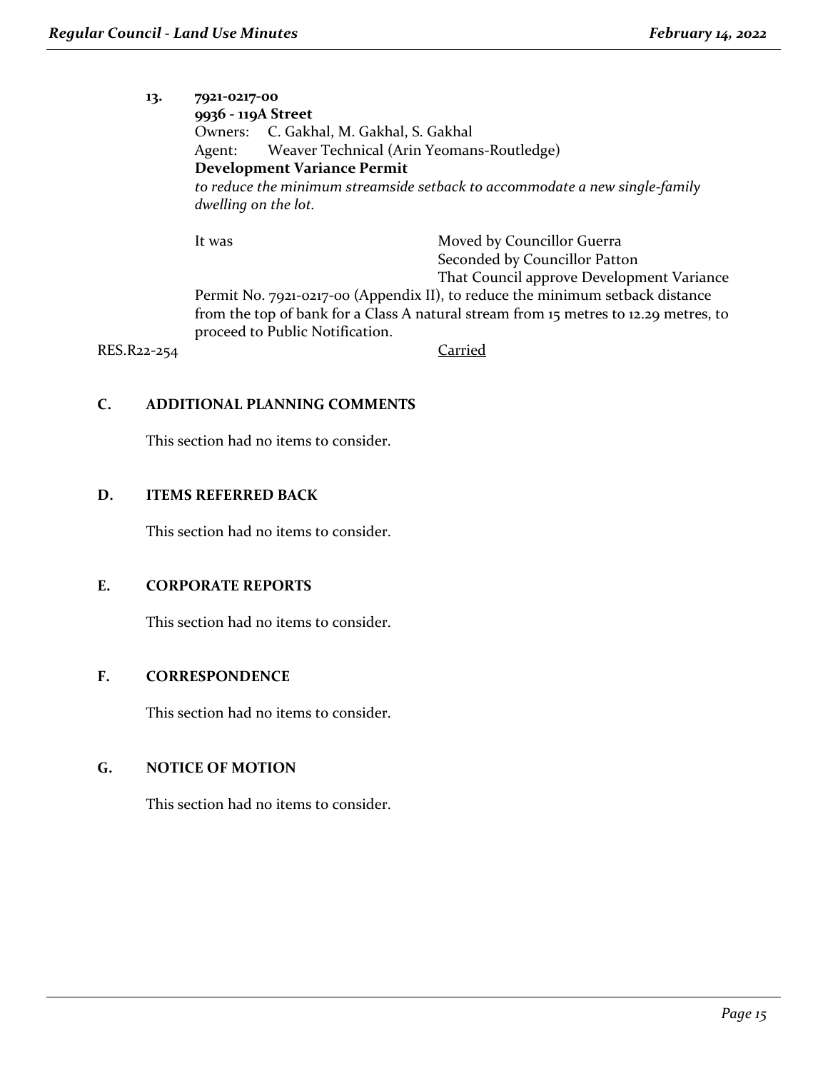13. **7921-0217-00**
**9936 - 119A Street**
Owners: C. Gakhal, M. Gakhal, S. Gakhal
Agent: Weaver Technical (Arin Yeomans-Routledge)
**Development Variance Permit**
*to reduce the minimum streamside setback to accommodate a new single-family dwelling on the lot.*

It was Moved by Councillor Guerra
Seconded by Councillor Patton
That Council approve Development Variance Permit No. 7921-0217-00 (Appendix II), to reduce the minimum setback distance from the top of bank for a Class A natural stream from 15 metres to 12.29 metres, to proceed to Public Notification.

RES.R22-254 Carried

## C. ADDITIONAL PLANNING COMMENTS

This section had no items to consider.

## D. ITEMS REFERRED BACK

This section had no items to consider.

## E. CORPORATE REPORTS

This section had no items to consider.

## F. CORRESPONDENCE

This section had no items to consider.

## G. NOTICE OF MOTION

This section had no items to consider.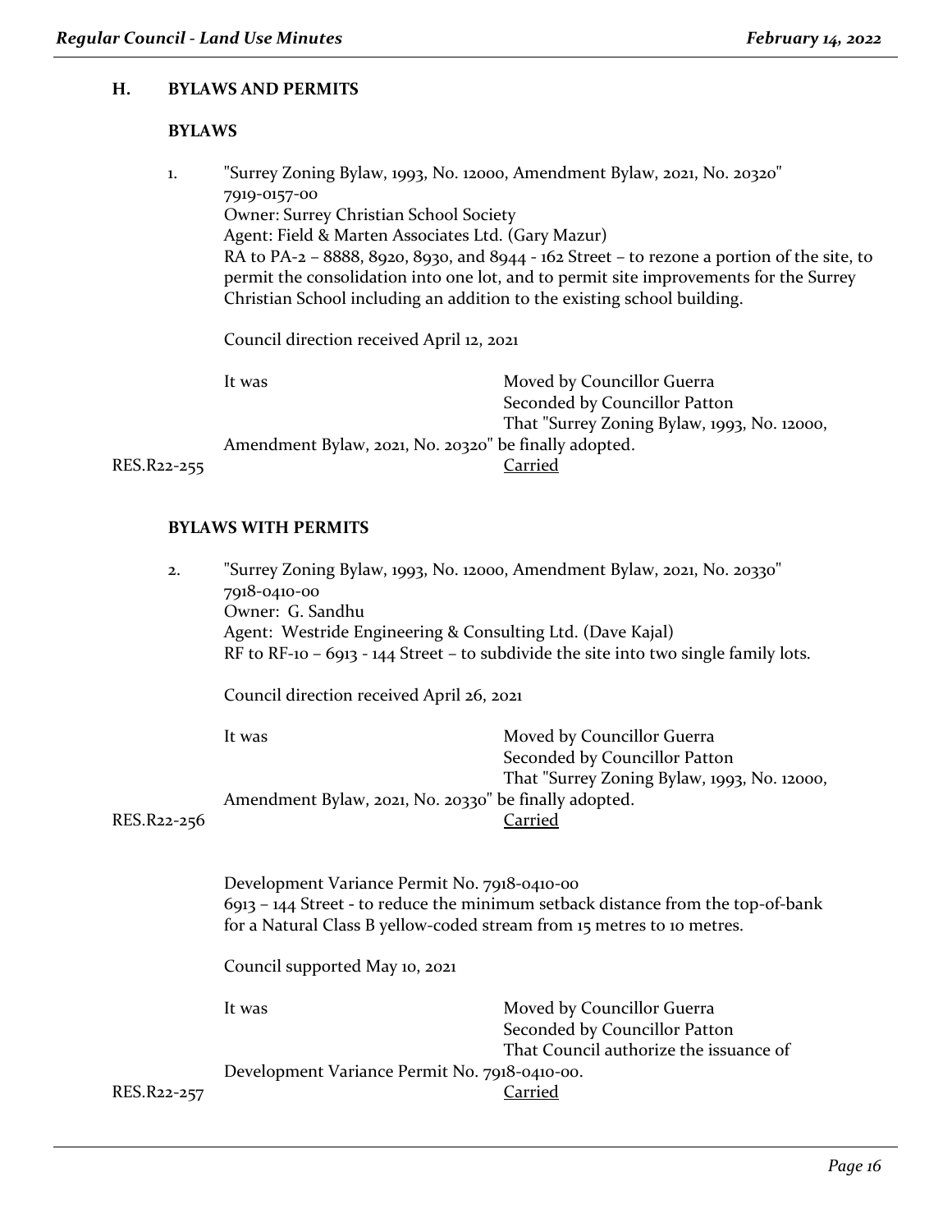## H. BYLAWS AND PERMITS

### BYLAWS

1. "Surrey Zoning Bylaw, 1993, No. 12000, Amendment Bylaw, 2021, No. 20320"
   7919-0157-00
   Owner: Surrey Christian School Society
   Agent: Field & Marten Associates Ltd. (Gary Mazur)
   RA to PA-2 – 8888, 8920, 8930, and 8944 - 162 Street – to rezone a portion of the site, to permit the consolidation into one lot, and to permit site improvements for the Surrey Christian School including an addition to the existing school building.

   Council direction received April 12, 2021

   It was Moved by Councillor Guerra
   Seconded by Councillor Patton
   That "Surrey Zoning Bylaw, 1993, No. 12000, Amendment Bylaw, 2021, No. 20320" be finally adopted.

   RES.R22-255 Carried

### BYLAWS WITH PERMITS

2. "Surrey Zoning Bylaw, 1993, No. 12000, Amendment Bylaw, 2021, No. 20330"
   7918-0410-00
   Owner: G. Sandhu
   Agent: Westride Engineering & Consulting Ltd. (Dave Kajal)
   RF to RF-10 – 6913 - 144 Street – to subdivide the site into two single family lots.

   Council direction received April 26, 2021

   It was Moved by Councillor Guerra
   Seconded by Councillor Patton
   That "Surrey Zoning Bylaw, 1993, No. 12000, Amendment Bylaw, 2021, No. 20330" be finally adopted.

   RES.R22-256 Carried

   Development Variance Permit No. 7918-0410-00
   6913 – 144 Street - to reduce the minimum setback distance from the top-of-bank for a Natural Class B yellow-coded stream from 15 metres to 10 metres.

   Council supported May 10, 2021

   It was Moved by Councillor Guerra
   Seconded by Councillor Patton
   That Council authorize the issuance of Development Variance Permit No. 7918-0410-00.

   RES.R22-257 Carried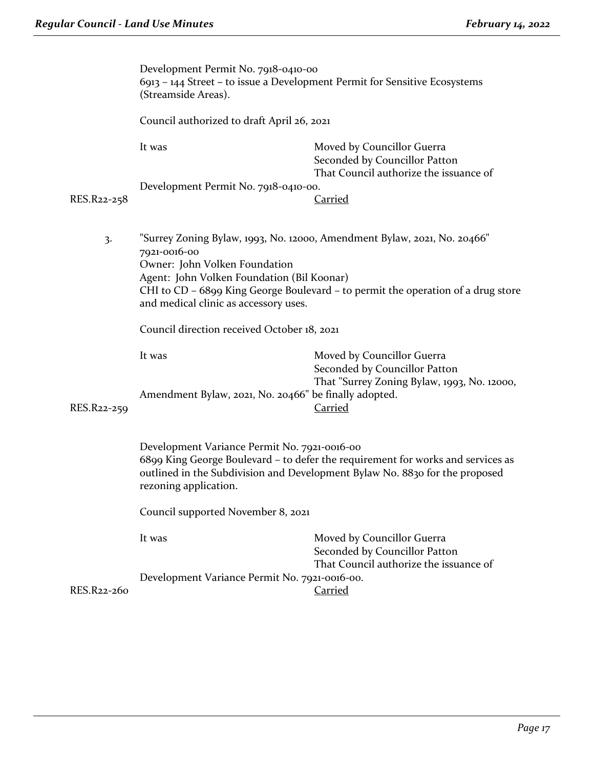Development Permit No. 7918-0410-00
6913 – 144 Street – to issue a Development Permit for Sensitive Ecosystems (Streamside Areas).

Council authorized to draft April 26, 2021

It was Moved by Councillor Guerra
Seconded by Councillor Patton
That Council authorize the issuance of Development Permit No. 7918-0410-00.

RES.R22-258 Carried

3. "Surrey Zoning Bylaw, 1993, No. 12000, Amendment Bylaw, 2021, No. 20466"
7921-0016-00
Owner: John Volken Foundation
Agent: John Volken Foundation (Bil Koonar)
CHI to CD – 6899 King George Boulevard – to permit the operation of a drug store and medical clinic as accessory uses.

Council direction received October 18, 2021

It was Moved by Councillor Guerra
Seconded by Councillor Patton
That "Surrey Zoning Bylaw, 1993, No. 12000, Amendment Bylaw, 2021, No. 20466" be finally adopted.

RES.R22-259 Carried

Development Variance Permit No. 7921-0016-00
6899 King George Boulevard – to defer the requirement for works and services as outlined in the Subdivision and Development Bylaw No. 8830 for the proposed rezoning application.

Council supported November 8, 2021

It was Moved by Councillor Guerra
Seconded by Councillor Patton
That Council authorize the issuance of Development Variance Permit No. 7921-0016-00.

RES.R22-260 Carried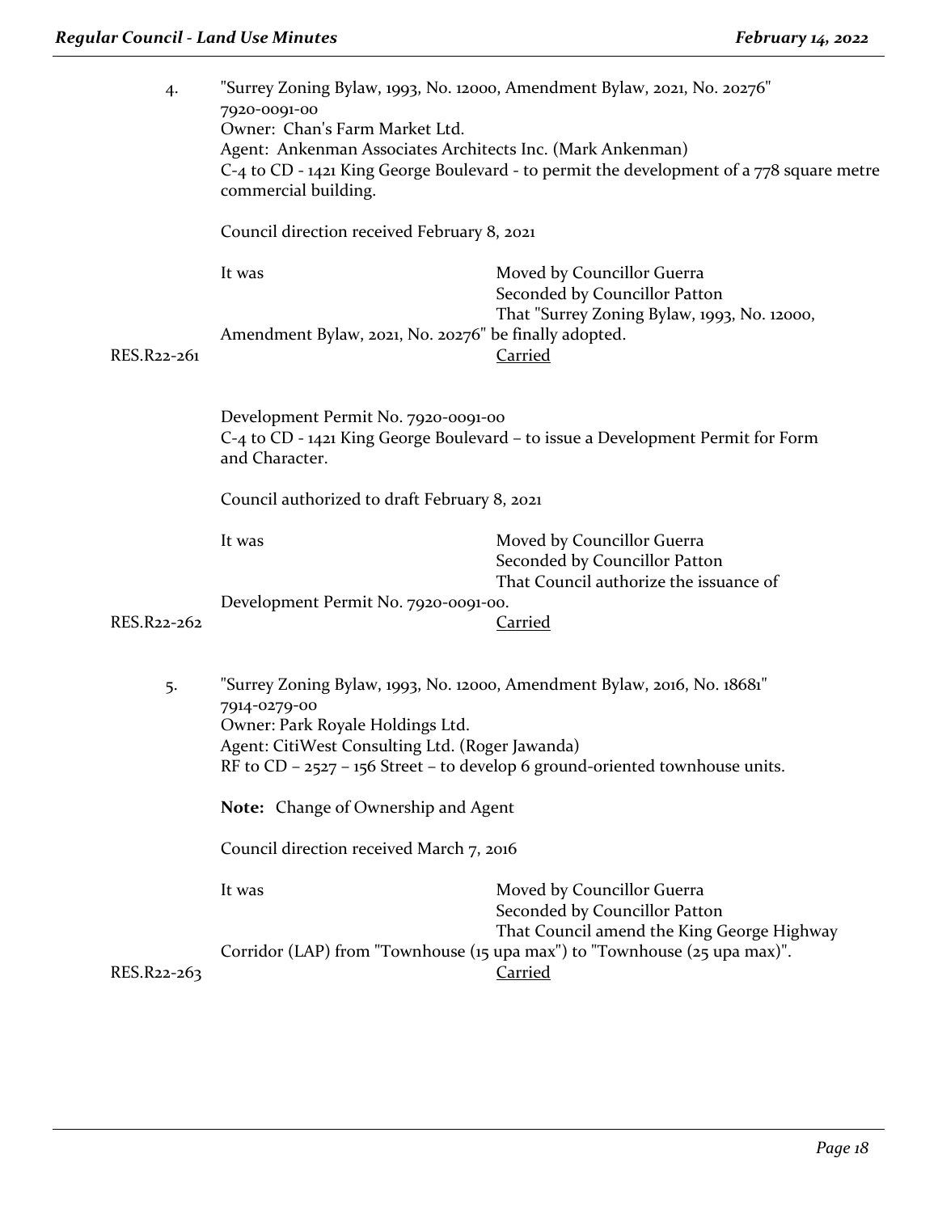4. "Surrey Zoning Bylaw, 1993, No. 12000, Amendment Bylaw, 2021, No. 20276"
7920-0091-00
Owner: Chan's Farm Market Ltd.
Agent: Ankenman Associates Architects Inc. (Mark Ankenman)
C-4 to CD - 1421 King George Boulevard - to permit the development of a 778 square metre commercial building.

Council direction received February 8, 2021

It was
Moved by Councillor Guerra
Seconded by Councillor Patton
That "Surrey Zoning Bylaw, 1993, No. 12000, Amendment Bylaw, 2021, No. 20276" be finally adopted.

RES.R22-261 Carried

Development Permit No. 7920-0091-00
C-4 to CD - 1421 King George Boulevard – to issue a Development Permit for Form and Character.

Council authorized to draft February 8, 2021

It was
Moved by Councillor Guerra
Seconded by Councillor Patton
That Council authorize the issuance of Development Permit No. 7920-0091-00.

RES.R22-262 Carried

5. "Surrey Zoning Bylaw, 1993, No. 12000, Amendment Bylaw, 2016, No. 18681"
7914-0279-00
Owner: Park Royale Holdings Ltd.
Agent: CitiWest Consulting Ltd. (Roger Jawanda)
RF to CD – 2527 – 156 Street – to develop 6 ground-oriented townhouse units.

**Note:** Change of Ownership and Agent

Council direction received March 7, 2016

It was
Moved by Councillor Guerra
Seconded by Councillor Patton
That Council amend the King George Highway Corridor (LAP) from "Townhouse (15 upa max") to "Townhouse (25 upa max)".

RES.R22-263 Carried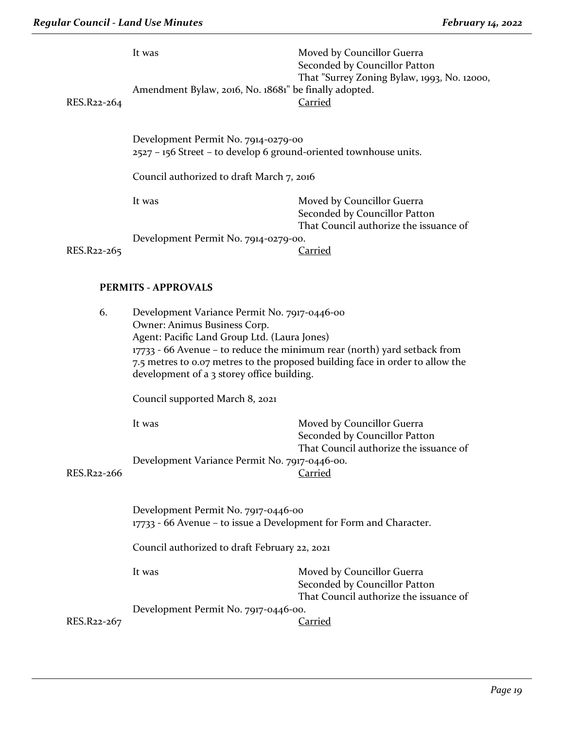It was Moved by Councillor Guerra
Seconded by Councillor Patton
That "Surrey Zoning Bylaw, 1993, No. 12000, Amendment Bylaw, 2016, No. 18681" be finally adopted.

RES.R22-264 Carried

Development Permit No. 7914-0279-00
2527 – 156 Street – to develop 6 ground-oriented townhouse units.

Council authorized to draft March 7, 2016

It was Moved by Councillor Guerra
Seconded by Councillor Patton
That Council authorize the issuance of Development Permit No. 7914-0279-00.

RES.R22-265 Carried

## PERMITS - APPROVALS

6. Development Variance Permit No. 7917-0446-00
Owner: Animus Business Corp.
Agent: Pacific Land Group Ltd. (Laura Jones)
17733 - 66 Avenue – to reduce the minimum rear (north) yard setback from 7.5 metres to 0.07 metres to the proposed building face in order to allow the development of a 3 storey office building.

Council supported March 8, 2021

It was Moved by Councillor Guerra
Seconded by Councillor Patton
That Council authorize the issuance of Development Variance Permit No. 7917-0446-00.

RES.R22-266 Carried

Development Permit No. 7917-0446-00
17733 - 66 Avenue – to issue a Development for Form and Character.

Council authorized to draft February 22, 2021

It was Moved by Councillor Guerra
Seconded by Councillor Patton
That Council authorize the issuance of Development Permit No. 7917-0446-00.

RES.R22-267 Carried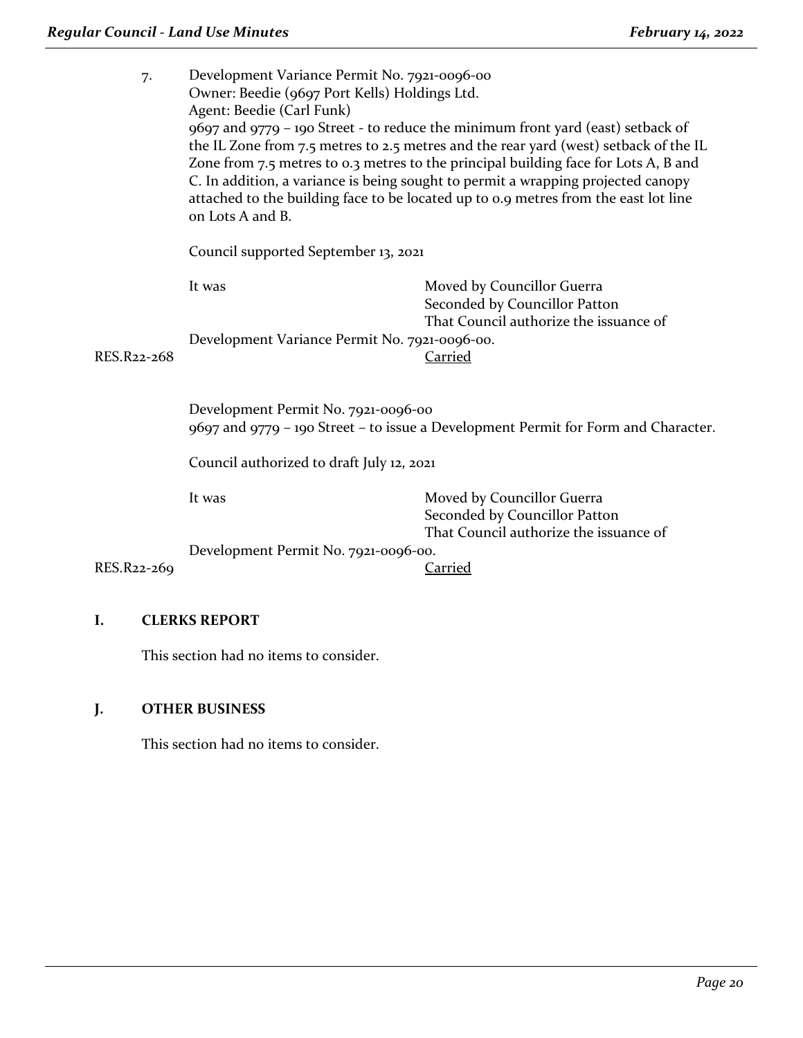7. Development Variance Permit No. 7921-0096-00
   Owner: Beedie (9697 Port Kells) Holdings Ltd.
   Agent: Beedie (Carl Funk)
   9697 and 9779 – 190 Street - to reduce the minimum front yard (east) setback of the IL Zone from 7.5 metres to 2.5 metres and the rear yard (west) setback of the IL Zone from 7.5 metres to 0.3 metres to the principal building face for Lots A, B and C. In addition, a variance is being sought to permit a wrapping projected canopy attached to the building face to be located up to 0.9 metres from the east lot line on Lots A and B.

   Council supported September 13, 2021

   It was Moved by Councillor Guerra
   Seconded by Councillor Patton
   That Council authorize the issuance of Development Variance Permit No. 7921-0096-00.

   RES.R22-268 Carried

   Development Permit No. 7921-0096-00
   9697 and 9779 – 190 Street – to issue a Development Permit for Form and Character.

   Council authorized to draft July 12, 2021

   It was Moved by Councillor Guerra
   Seconded by Councillor Patton
   That Council authorize the issuance of Development Permit No. 7921-0096-00.

   RES.R22-269 Carried

## I. CLERKS REPORT

This section had no items to consider.

## J. OTHER BUSINESS

This section had no items to consider.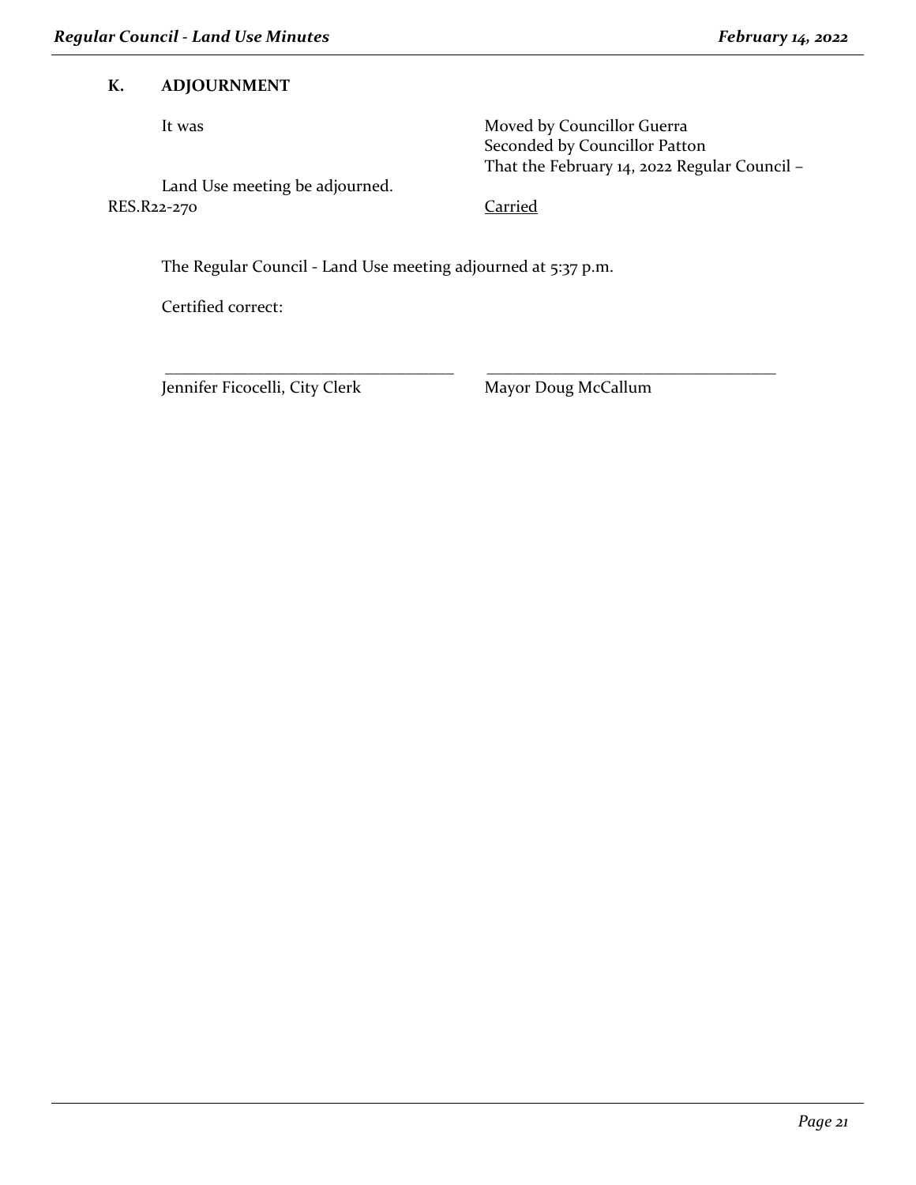## K. ADJOURNMENT

It was

Moved by Councillor Guerra
Seconded by Councillor Patton
That the February 14, 2022 Regular Council – Land Use meeting be adjourned.

RES.R22-270 Carried

The Regular Council - Land Use meeting adjourned at 5:37 p.m.

Certified correct:

___________________________________ ___________________________________

Jennifer Ficocelli, City Clerk Mayor Doug McCallum